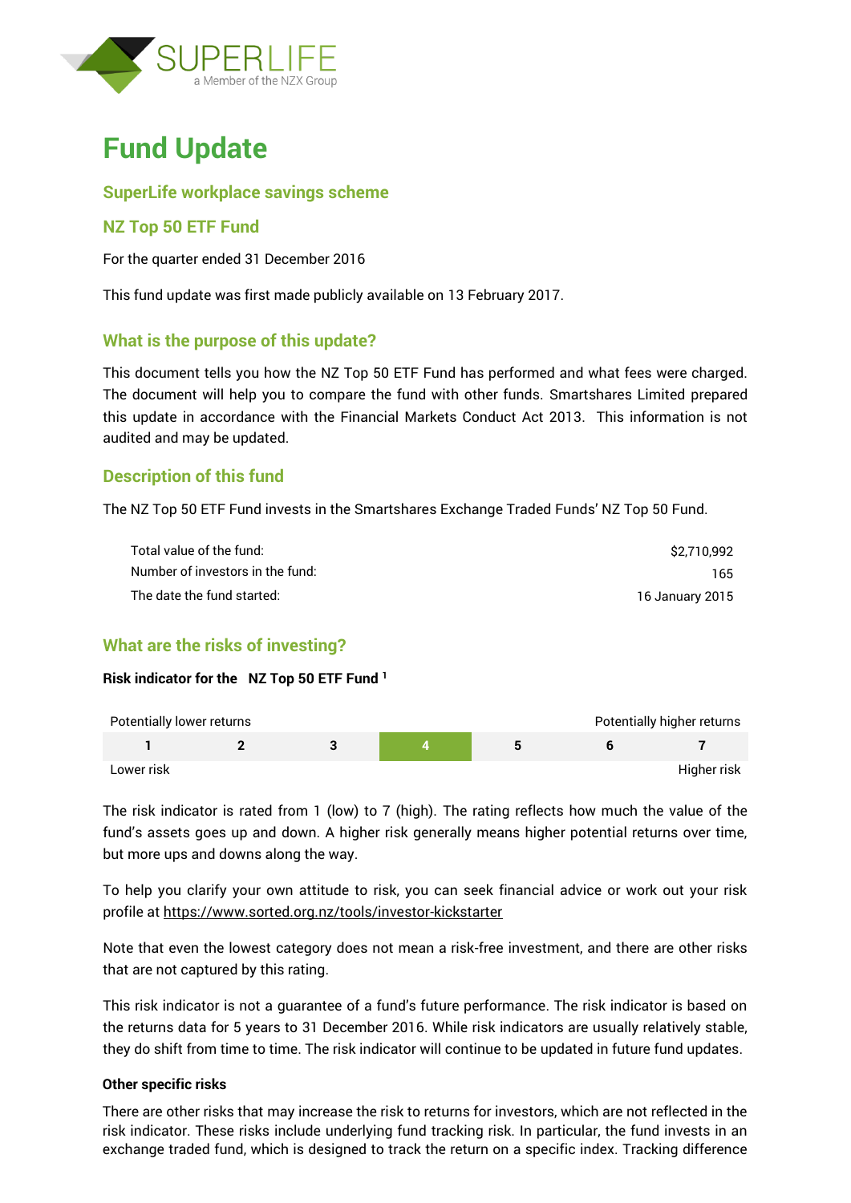SUPERLIFE
a Member of the NZX Group

# Fund Update

## SuperLife workplace savings scheme

## NZ Top 50 ETF Fund

For the quarter ended 31 December 2016

This fund update was first made publicly available on 13 February 2017.

## What is the purpose of this update?

This document tells you how the NZ Top 50 ETF Fund has performed and what fees were charged. The document will help you to compare the fund with other funds. Smartshares Limited prepared this update in accordance with the Financial Markets Conduct Act 2013. This information is not audited and may be updated.

## Description of this fund

The NZ Top 50 ETF Fund invests in the Smartshares Exchange Traded Funds' NZ Top 50 Fund.

| | |
|---|---|
| Total value of the fund: | $2,710,992 |
| Number of investors in the fund: | 165 |
| The date the fund started: | 16 January 2015 |

## What are the risks of investing?

**Risk indicator for the NZ Top 50 ETF Fund [1]**

| Potentially lower returns | | | | | | Potentially higher returns |
|---|---|---|---|---|---|---|
| 1 | 2 | 3 | **4** | 5 | 6 | 7 |
| Lower risk | | | | | | Higher risk |

The risk indicator is rated from 1 (low) to 7 (high). The rating reflects how much the value of the fund's assets goes up and down. A higher risk generally means higher potential returns over time, but more ups and downs along the way.

To help you clarify your own attitude to risk, you can seek financial advice or work out your risk profile at https://www.sorted.org.nz/tools/investor-kickstarter

Note that even the lowest category does not mean a risk-free investment, and there are other risks that are not captured by this rating.

This risk indicator is not a guarantee of a fund's future performance. The risk indicator is based on the returns data for 5 years to 31 December 2016. While risk indicators are usually relatively stable, they do shift from time to time. The risk indicator will continue to be updated in future fund updates.

**Other specific risks**

There are other risks that may increase the risk to returns for investors, which are not reflected in the risk indicator. These risks include underlying fund tracking risk. In particular, the fund invests in an exchange traded fund, which is designed to track the return on a specific index. Tracking difference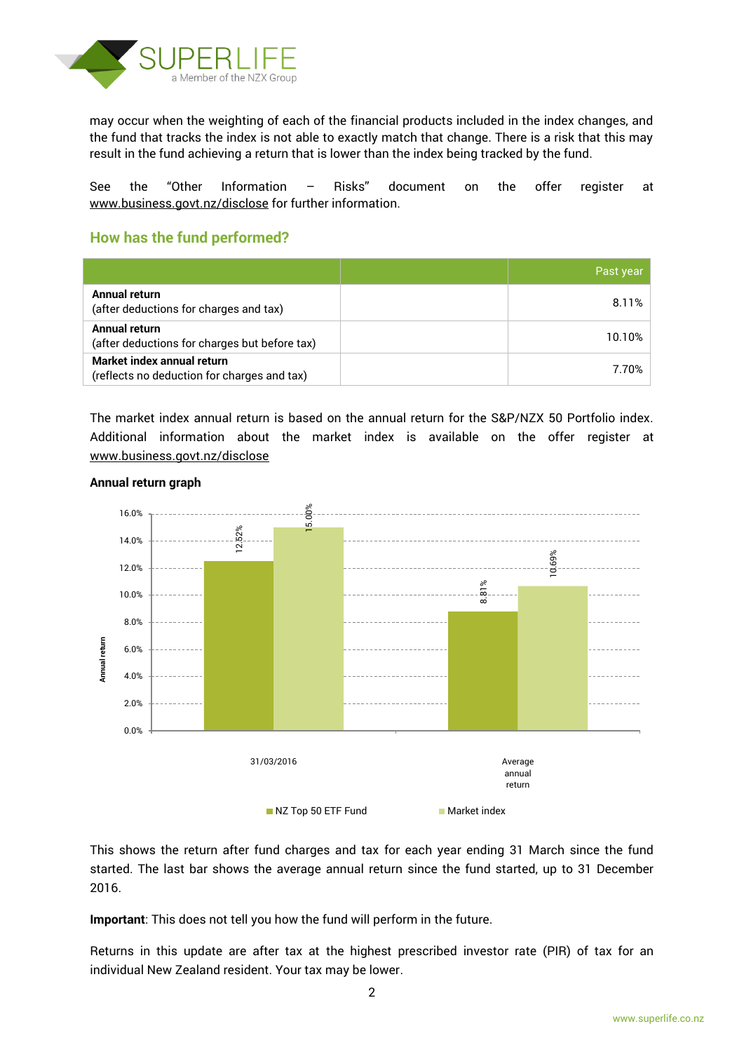may occur when the weighting of each of the financial products included in the index changes, and the fund that tracks the index is not able to exactly match that change. There is a risk that this may result in the fund achieving a return that is lower than the index being tracked by the fund.

See the "Other Information – Risks" document on the offer register at www.business.govt.nz/disclose for further information.

## How has the fund performed?

| | | Past year |
|---|---|---|
| **Annual return**<br>(after deductions for charges and tax) | | 8.11% |
| **Annual return**<br>(after deductions for charges but before tax) | | 10.10% |
| **Market index annual return**<br>(reflects no deduction for charges and tax) | | 7.70% |

The market index annual return is based on the annual return for the S&P/NZX 50 Portfolio index. Additional information about the market index is available on the offer register at www.business.govt.nz/disclose

**Annual return graph**

| | NZ Top 50 ETF Fund | Market index |
|---|---|---|
| 31/03/2016 | 12.52% | 15.00% |
| Average annual return | 8.81% | 10.69% |

This shows the return after fund charges and tax for each year ending 31 March since the fund started. The last bar shows the average annual return since the fund started, up to 31 December 2016.

**Important**: This does not tell you how the fund will perform in the future.

Returns in this update are after tax at the highest prescribed investor rate (PIR) of tax for an individual New Zealand resident. Your tax may be lower.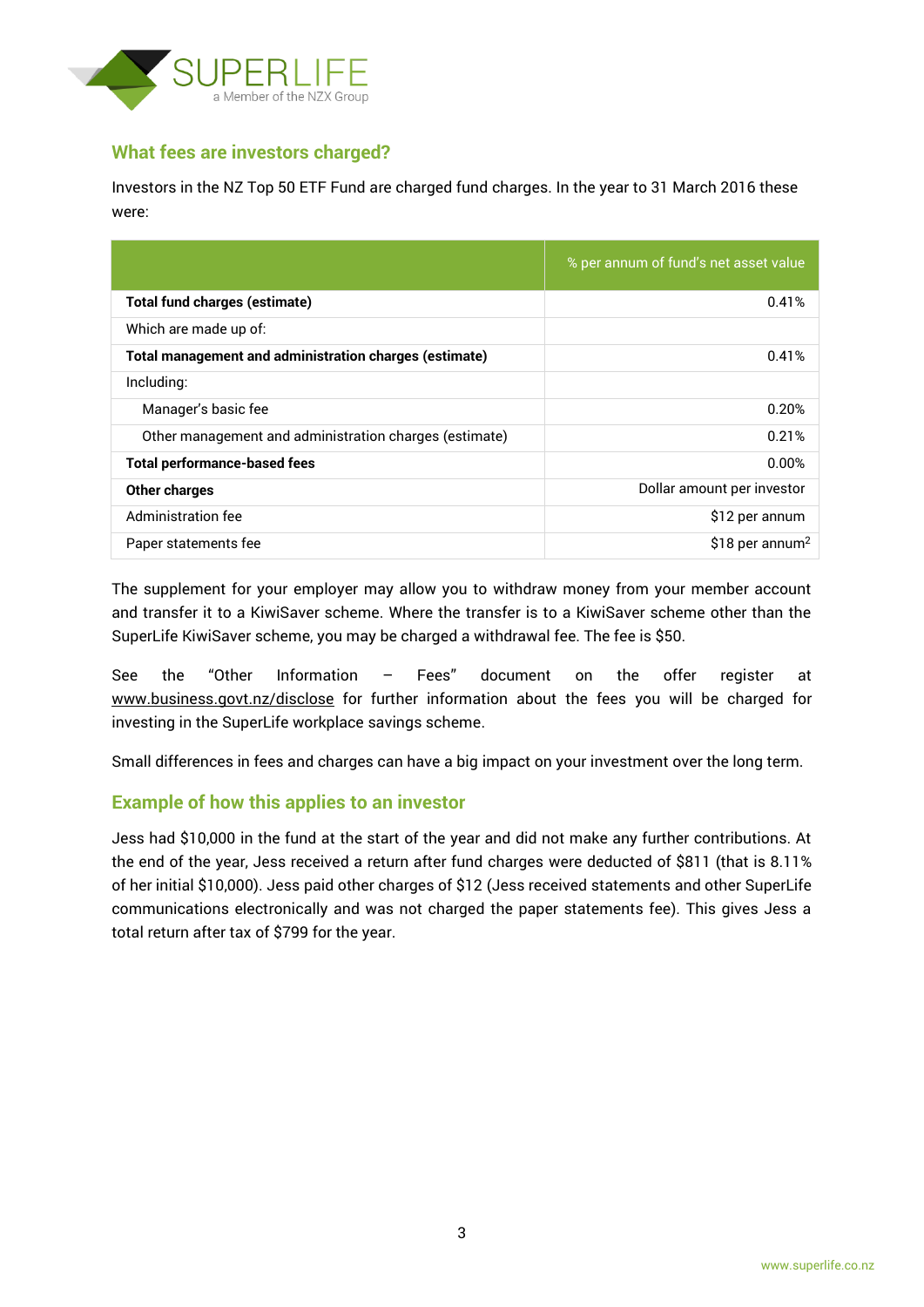## What fees are investors charged?

Investors in the NZ Top 50 ETF Fund are charged fund charges. In the year to 31 March 2016 these were:

| | % per annum of fund's net asset value |
|---|---|
| **Total fund charges (estimate)** | 0.41% |
| Which are made up of: | |
| **Total management and administration charges (estimate)** | 0.41% |
| Including: | |
| Manager's basic fee | 0.20% |
| Other management and administration charges (estimate) | 0.21% |
| **Total performance-based fees** | 0.00% |
| **Other charges** | Dollar amount per investor |
| Administration fee | $12 per annum |
| Paper statements fee | $18 per annum[2] |

The supplement for your employer may allow you to withdraw money from your member account and transfer it to a KiwiSaver scheme. Where the transfer is to a KiwiSaver scheme other than the SuperLife KiwiSaver scheme, you may be charged a withdrawal fee. The fee is $50.

See the "Other Information – Fees" document on the offer register at www.business.govt.nz/disclose for further information about the fees you will be charged for investing in the SuperLife workplace savings scheme.

Small differences in fees and charges can have a big impact on your investment over the long term.

## Example of how this applies to an investor

Jess had $10,000 in the fund at the start of the year and did not make any further contributions. At the end of the year, Jess received a return after fund charges were deducted of $811 (that is 8.11% of her initial $10,000). Jess paid other charges of $12 (Jess received statements and other SuperLife communications electronically and was not charged the paper statements fee). This gives Jess a total return after tax of $799 for the year.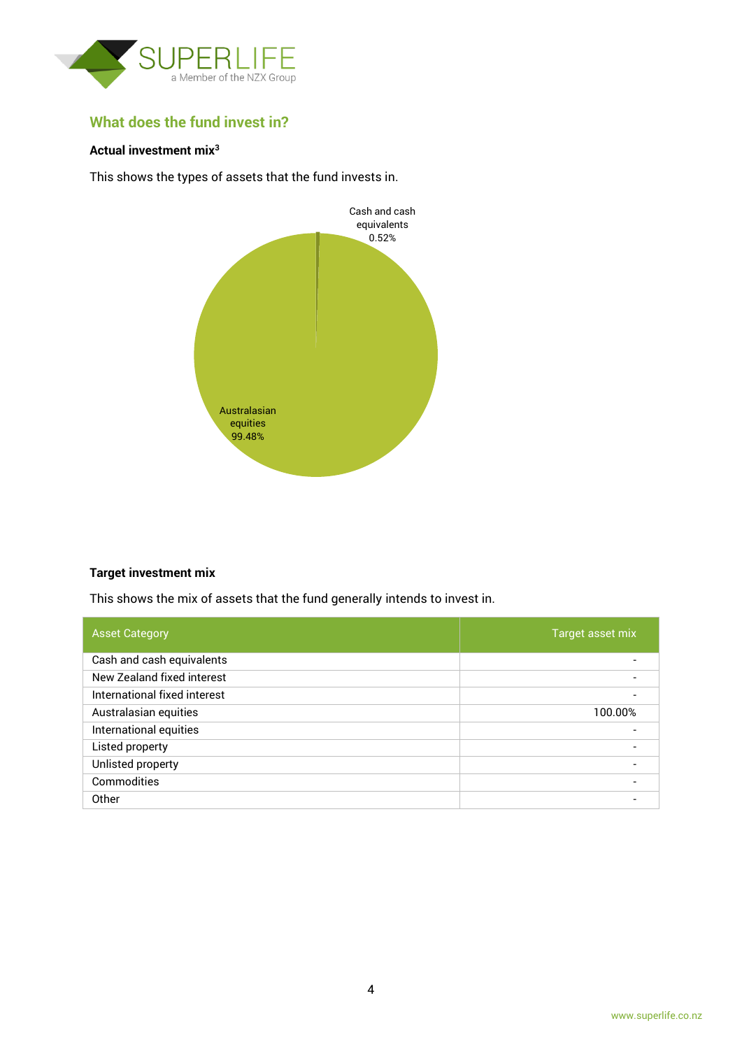## What does the fund invest in?

**Actual investment mix**[3]

This shows the types of assets that the fund invests in.

Cash and cash equivalents 0.52%

Australasian equities 99.48%

**Target investment mix**

This shows the mix of assets that the fund generally intends to invest in.

| Asset Category | Target asset mix |
|---|---|
| Cash and cash equivalents | - |
| New Zealand fixed interest | - |
| International fixed interest | - |
| Australasian equities | 100.00% |
| International equities | - |
| Listed property | - |
| Unlisted property | - |
| Commodities | - |
| Other | - |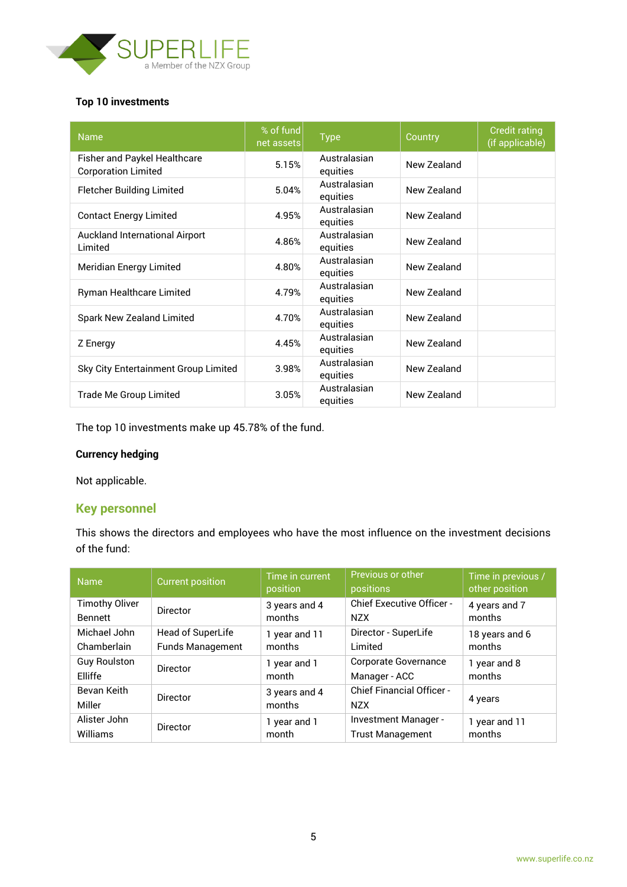**Top 10 investments**

| Name | % of fund net assets | Type | Country | Credit rating (if applicable) |
|---|---|---|---|---|
| Fisher and Paykel Healthcare Corporation Limited | 5.15% | Australasian equities | New Zealand | |
| Fletcher Building Limited | 5.04% | Australasian equities | New Zealand | |
| Contact Energy Limited | 4.95% | Australasian equities | New Zealand | |
| Auckland International Airport Limited | 4.86% | Australasian equities | New Zealand | |
| Meridian Energy Limited | 4.80% | Australasian equities | New Zealand | |
| Ryman Healthcare Limited | 4.79% | Australasian equities | New Zealand | |
| Spark New Zealand Limited | 4.70% | Australasian equities | New Zealand | |
| Z Energy | 4.45% | Australasian equities | New Zealand | |
| Sky City Entertainment Group Limited | 3.98% | Australasian equities | New Zealand | |
| Trade Me Group Limited | 3.05% | Australasian equities | New Zealand | |

The top 10 investments make up 45.78% of the fund.

**Currency hedging**

Not applicable.

## Key personnel

This shows the directors and employees who have the most influence on the investment decisions of the fund:

| Name | Current position | Time in current position | Previous or other positions | Time in previous / other position |
|---|---|---|---|---|
| Timothy Oliver Bennett | Director | 3 years and 4 months | Chief Executive Officer - NZX | 4 years and 7 months |
| Michael John Chamberlain | Head of SuperLife Funds Management | 1 year and 11 months | Director - SuperLife Limited | 18 years and 6 months |
| Guy Roulston Elliffe | Director | 1 year and 1 month | Corporate Governance Manager - ACC | 1 year and 8 months |
| Bevan Keith Miller | Director | 3 years and 4 months | Chief Financial Officer - NZX | 4 years |
| Alister John Williams | Director | 1 year and 1 month | Investment Manager - Trust Management | 1 year and 11 months |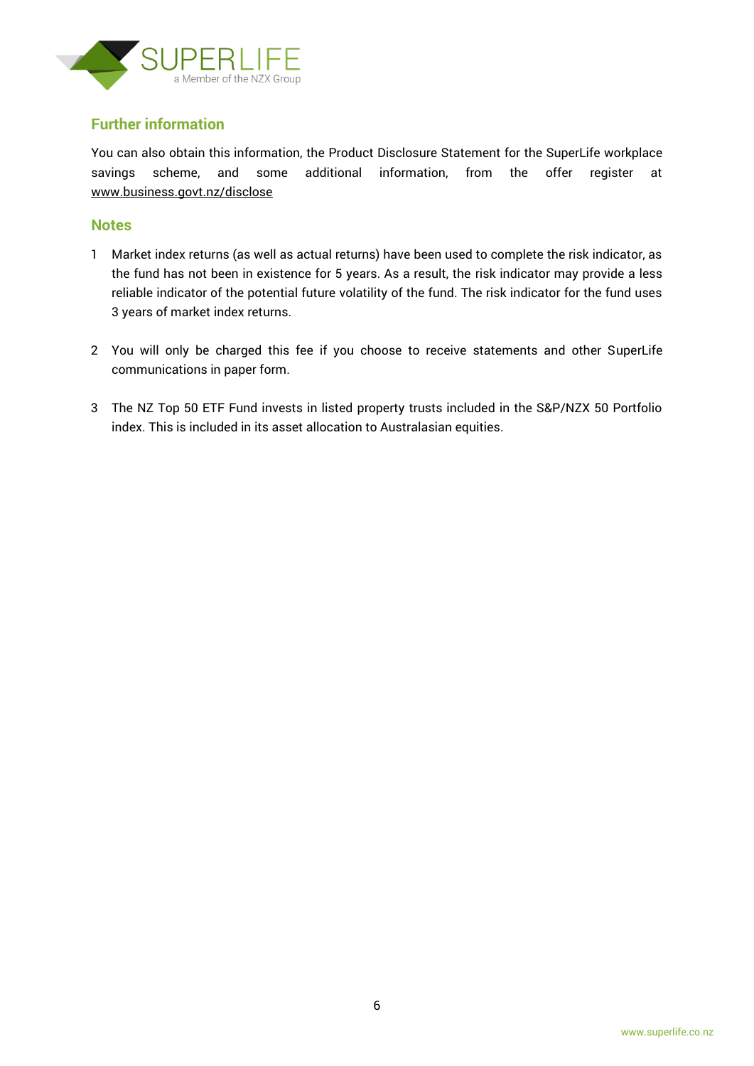## Further information

You can also obtain this information, the Product Disclosure Statement for the SuperLife workplace savings scheme, and some additional information, from the offer register at www.business.govt.nz/disclose

## Notes

1. Market index returns (as well as actual returns) have been used to complete the risk indicator, as the fund has not been in existence for 5 years. As a result, the risk indicator may provide a less reliable indicator of the potential future volatility of the fund. The risk indicator for the fund uses 3 years of market index returns.

2. You will only be charged this fee if you choose to receive statements and other SuperLife communications in paper form.

3. The NZ Top 50 ETF Fund invests in listed property trusts included in the S&P/NZX 50 Portfolio index. This is included in its asset allocation to Australasian equities.